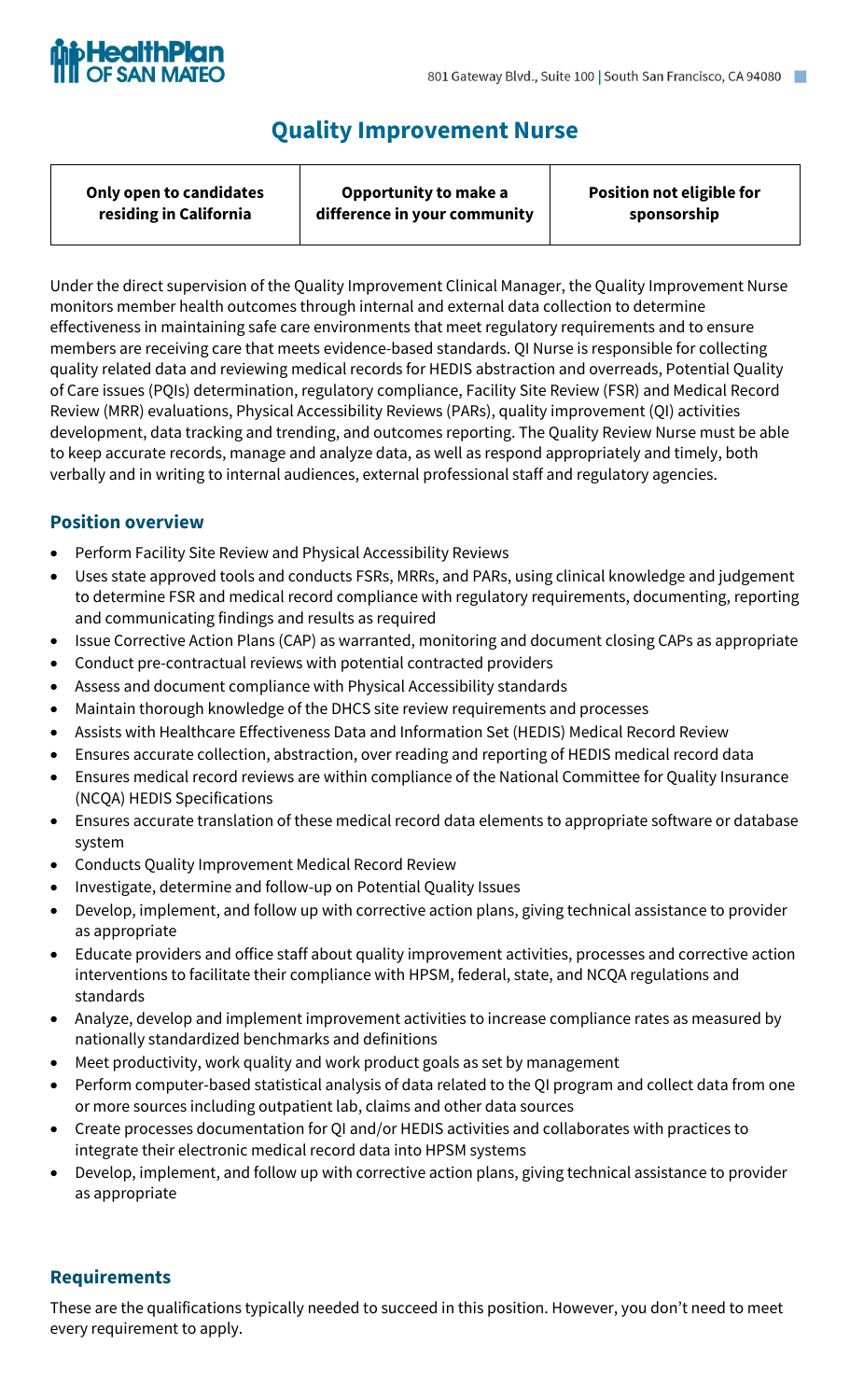HealthPlan OF SAN MATEO

801 Gateway Blvd., Suite 100 | South San Francisco, CA 94080

# Quality Improvement Nurse

| Only open to candidates residing in California | Opportunity to make a difference in your community | Position not eligible for sponsorship |
|---|---|---|

Under the direct supervision of the Quality Improvement Clinical Manager, the Quality Improvement Nurse monitors member health outcomes through internal and external data collection to determine effectiveness in maintaining safe care environments that meet regulatory requirements and to ensure members are receiving care that meets evidence-based standards. QI Nurse is responsible for collecting quality related data and reviewing medical records for HEDIS abstraction and overreads, Potential Quality of Care issues (PQIs) determination, regulatory compliance, Facility Site Review (FSR) and Medical Record Review (MRR) evaluations, Physical Accessibility Reviews (PARs), quality improvement (QI) activities development, data tracking and trending, and outcomes reporting. The Quality Review Nurse must be able to keep accurate records, manage and analyze data, as well as respond appropriately and timely, both verbally and in writing to internal audiences, external professional staff and regulatory agencies.

## Position overview

- Perform Facility Site Review and Physical Accessibility Reviews
- Uses state approved tools and conducts FSRs, MRRs, and PARs, using clinical knowledge and judgement to determine FSR and medical record compliance with regulatory requirements, documenting, reporting and communicating findings and results as required
- Issue Corrective Action Plans (CAP) as warranted, monitoring and document closing CAPs as appropriate
- Conduct pre-contractual reviews with potential contracted providers
- Assess and document compliance with Physical Accessibility standards
- Maintain thorough knowledge of the DHCS site review requirements and processes
- Assists with Healthcare Effectiveness Data and Information Set (HEDIS) Medical Record Review
- Ensures accurate collection, abstraction, over reading and reporting of HEDIS medical record data
- Ensures medical record reviews are within compliance of the National Committee for Quality Insurance (NCQA) HEDIS Specifications
- Ensures accurate translation of these medical record data elements to appropriate software or database system
- Conducts Quality Improvement Medical Record Review
- Investigate, determine and follow-up on Potential Quality Issues
- Develop, implement, and follow up with corrective action plans, giving technical assistance to provider as appropriate
- Educate providers and office staff about quality improvement activities, processes and corrective action interventions to facilitate their compliance with HPSM, federal, state, and NCQA regulations and standards
- Analyze, develop and implement improvement activities to increase compliance rates as measured by nationally standardized benchmarks and definitions
- Meet productivity, work quality and work product goals as set by management
- Perform computer-based statistical analysis of data related to the QI program and collect data from one or more sources including outpatient lab, claims and other data sources
- Create processes documentation for QI and/or HEDIS activities and collaborates with practices to integrate their electronic medical record data into HPSM systems
- Develop, implement, and follow up with corrective action plans, giving technical assistance to provider as appropriate

## Requirements

These are the qualifications typically needed to succeed in this position. However, you don't need to meet every requirement to apply.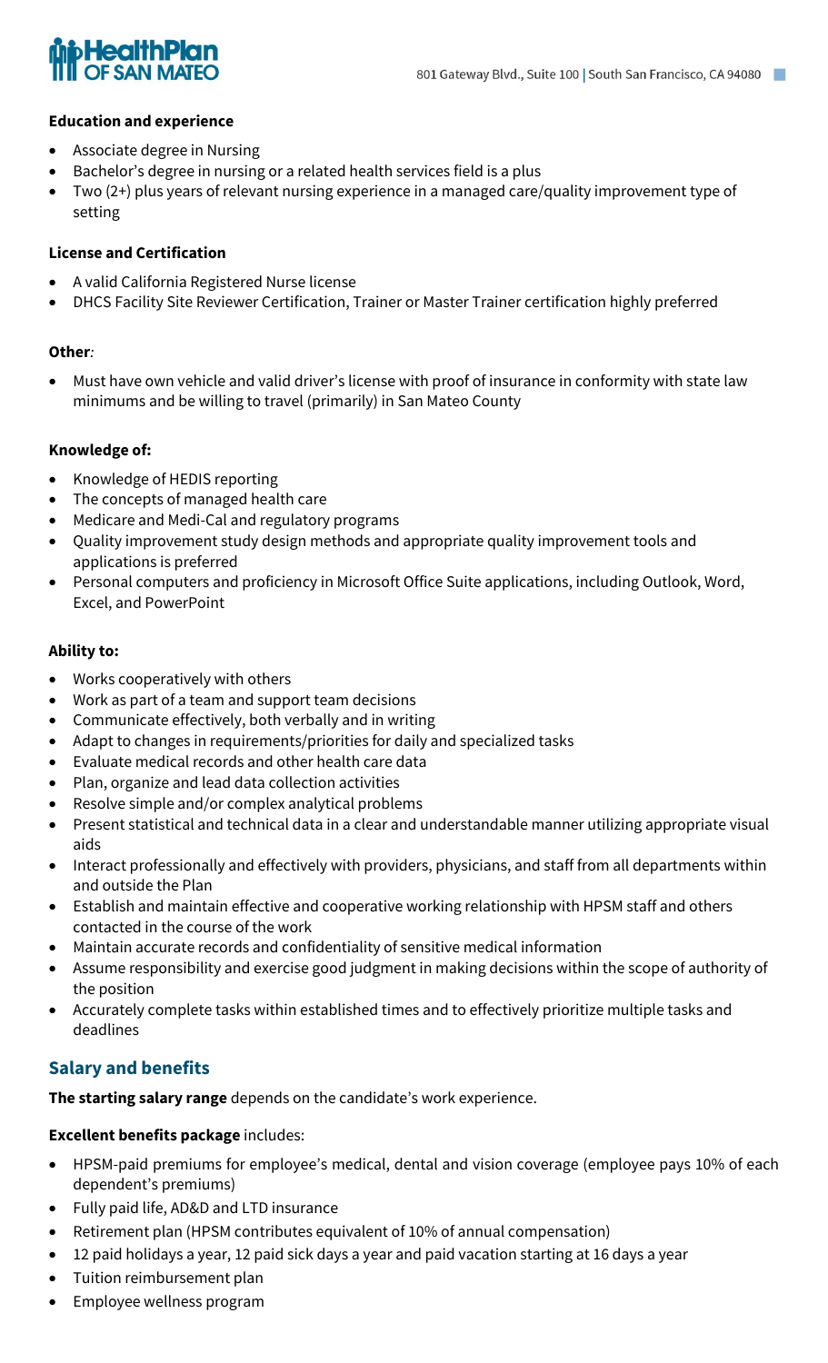**Education and experience**

- Associate degree in Nursing
- Bachelor's degree in nursing or a related health services field is a plus
- Two (2+) plus years of relevant nursing experience in a managed care/quality improvement type of setting

**License and Certification**

- A valid California Registered Nurse license
- DHCS Facility Site Reviewer Certification, Trainer or Master Trainer certification highly preferred

**Other***:*

- Must have own vehicle and valid driver's license with proof of insurance in conformity with state law minimums and be willing to travel (primarily) in San Mateo County

**Knowledge of:**

- Knowledge of HEDIS reporting
- The concepts of managed health care
- Medicare and Medi-Cal and regulatory programs
- Quality improvement study design methods and appropriate quality improvement tools and applications is preferred
- Personal computers and proficiency in Microsoft Office Suite applications, including Outlook, Word, Excel, and PowerPoint

**Ability to:**

- Works cooperatively with others
- Work as part of a team and support team decisions
- Communicate effectively, both verbally and in writing
- Adapt to changes in requirements/priorities for daily and specialized tasks
- Evaluate medical records and other health care data
- Plan, organize and lead data collection activities
- Resolve simple and/or complex analytical problems
- Present statistical and technical data in a clear and understandable manner utilizing appropriate visual aids
- Interact professionally and effectively with providers, physicians, and staff from all departments within and outside the Plan
- Establish and maintain effective and cooperative working relationship with HPSM staff and others contacted in the course of the work
- Maintain accurate records and confidentiality of sensitive medical information
- Assume responsibility and exercise good judgment in making decisions within the scope of authority of the position
- Accurately complete tasks within established times and to effectively prioritize multiple tasks and deadlines

## Salary and benefits

**The starting salary range** depends on the candidate's work experience.

**Excellent benefits package** includes:

- HPSM-paid premiums for employee's medical, dental and vision coverage (employee pays 10% of each dependent's premiums)
- Fully paid life, AD&D and LTD insurance
- Retirement plan (HPSM contributes equivalent of 10% of annual compensation)
- 12 paid holidays a year, 12 paid sick days a year and paid vacation starting at 16 days a year
- Tuition reimbursement plan
- Employee wellness program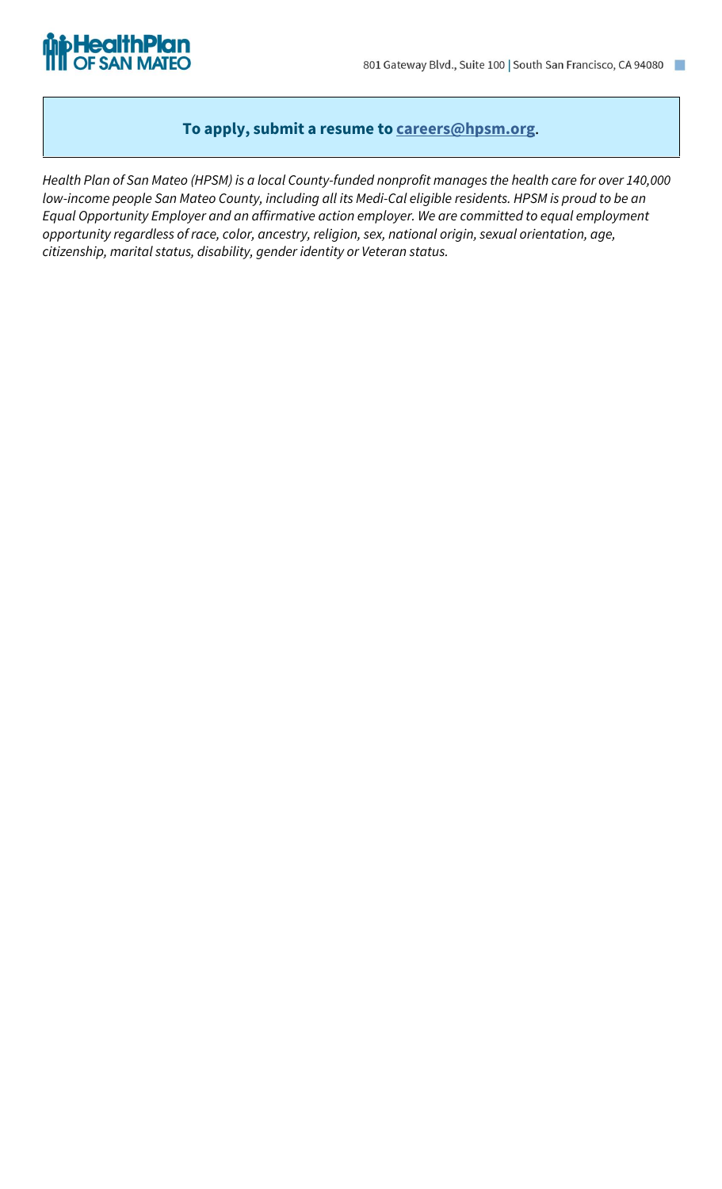**To apply, submit a resume to careers@hpsm.org.**

*Health Plan of San Mateo (HPSM) is a local County-funded nonprofit manages the health care for over 140,000 low-income people San Mateo County, including all its Medi-Cal eligible residents. HPSM is proud to be an Equal Opportunity Employer and an affirmative action employer. We are committed to equal employment opportunity regardless of race, color, ancestry, religion, sex, national origin, sexual orientation, age, citizenship, marital status, disability, gender identity or Veteran status.*